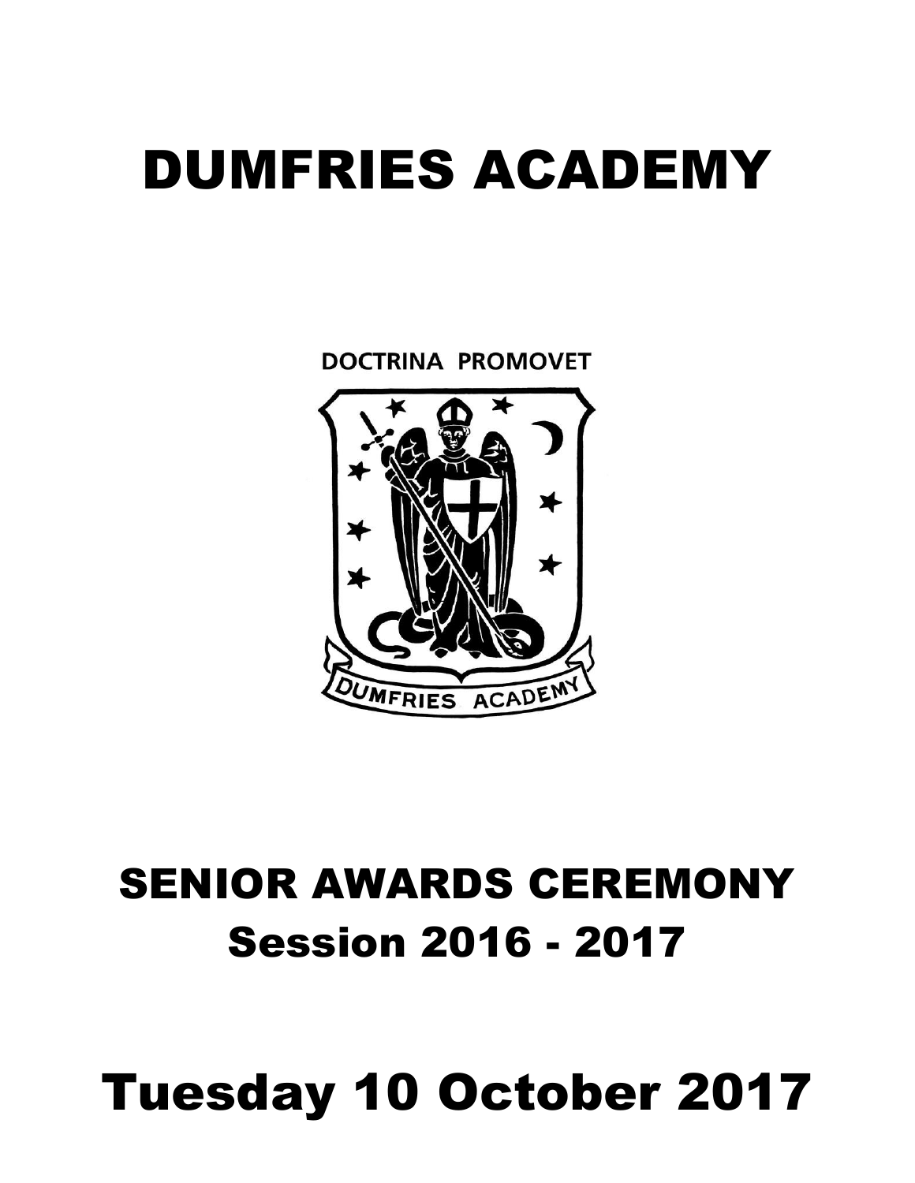# DUMFRIES ACADEMY

DOCTRINA PROMOVET

DUMFRIES ACADEMY

## SENIOR AWARDS CEREMONY
## Session 2016 - 2017

# Tuesday 10 October 2017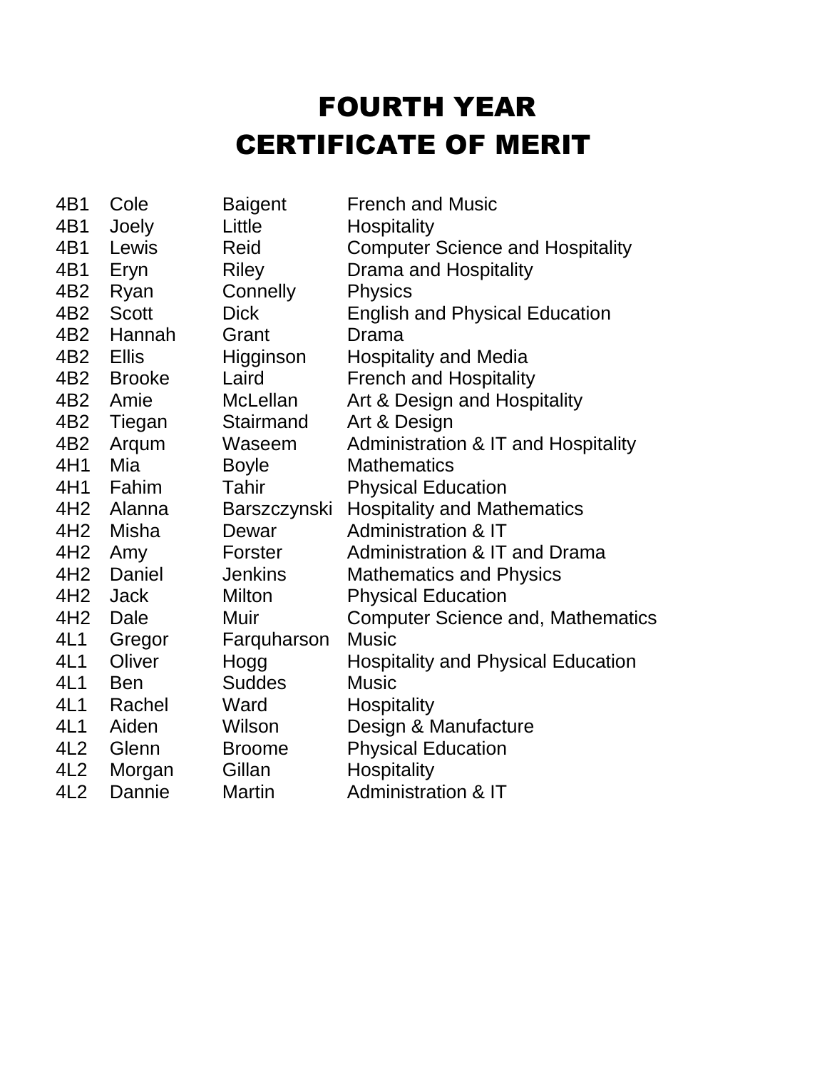# FOURTH YEAR
# CERTIFICATE OF MERIT

| | | | |
|---|---|---|---|
| 4B1 | Cole | Baigent | French and Music |
| 4B1 | Joely | Little | Hospitality |
| 4B1 | Lewis | Reid | Computer Science and Hospitality |
| 4B1 | Eryn | Riley | Drama and Hospitality |
| 4B2 | Ryan | Connelly | Physics |
| 4B2 | Scott | Dick | English and Physical Education |
| 4B2 | Hannah | Grant | Drama |
| 4B2 | Ellis | Higginson | Hospitality and Media |
| 4B2 | Brooke | Laird | French and Hospitality |
| 4B2 | Amie | McLellan | Art & Design and Hospitality |
| 4B2 | Tiegan | Stairmand | Art & Design |
| 4B2 | Arqum | Waseem | Administration & IT and Hospitality |
| 4H1 | Mia | Boyle | Mathematics |
| 4H1 | Fahim | Tahir | Physical Education |
| 4H2 | Alanna | Barszczynski | Hospitality and Mathematics |
| 4H2 | Misha | Dewar | Administration & IT |
| 4H2 | Amy | Forster | Administration & IT and Drama |
| 4H2 | Daniel | Jenkins | Mathematics and Physics |
| 4H2 | Jack | Milton | Physical Education |
| 4H2 | Dale | Muir | Computer Science and, Mathematics |
| 4L1 | Gregor | Farquharson | Music |
| 4L1 | Oliver | Hogg | Hospitality and Physical Education |
| 4L1 | Ben | Suddes | Music |
| 4L1 | Rachel | Ward | Hospitality |
| 4L1 | Aiden | Wilson | Design & Manufacture |
| 4L2 | Glenn | Broome | Physical Education |
| 4L2 | Morgan | Gillan | Hospitality |
| 4L2 | Dannie | Martin | Administration & IT |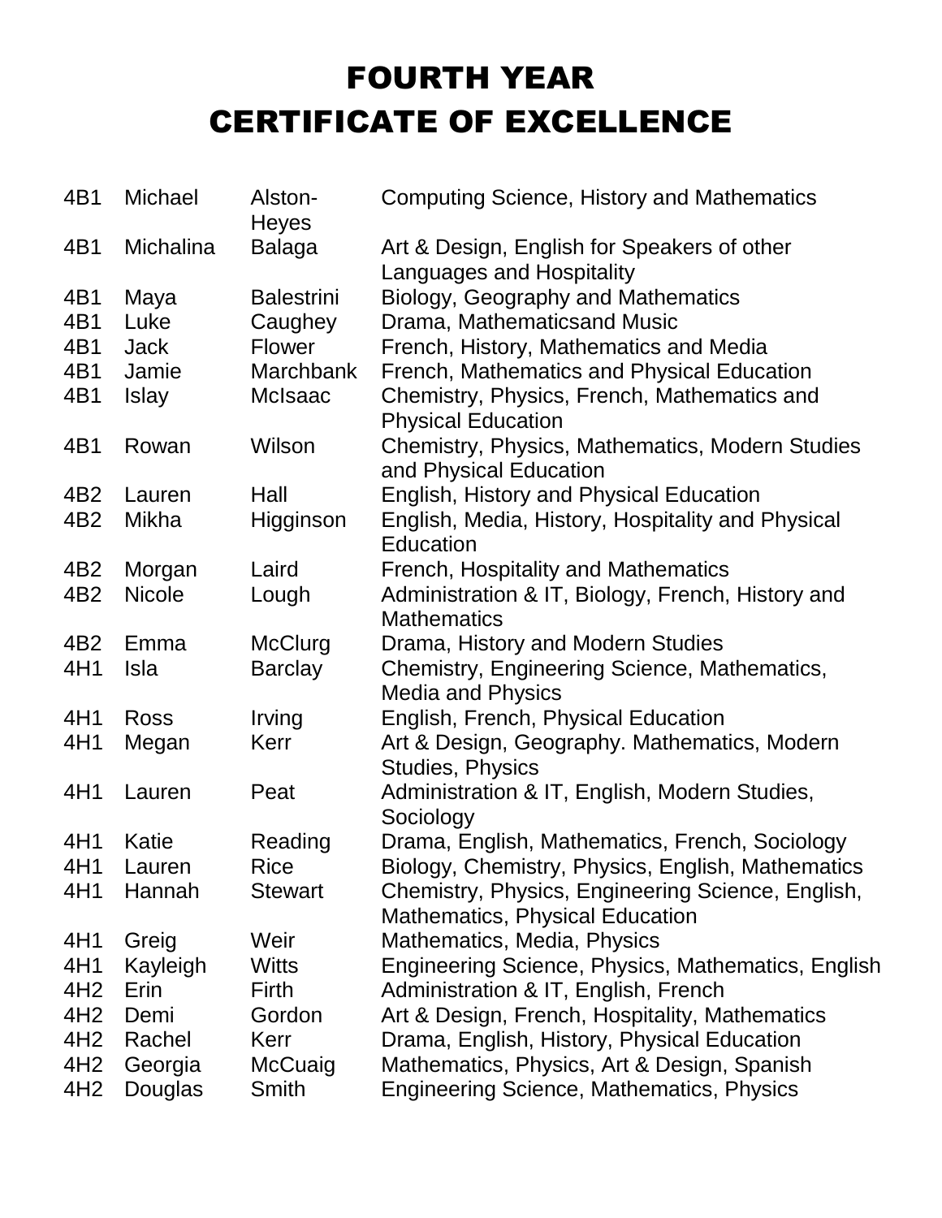# FOURTH YEAR
# CERTIFICATE OF EXCELLENCE

| | | | |
|---|---|---|---|
| 4B1 | Michael | Alston-Heyes | Computing Science, History and Mathematics |
| 4B1 | Michalina | Balaga | Art & Design, English for Speakers of other Languages and Hospitality |
| 4B1 | Maya | Balestrini | Biology, Geography and Mathematics |
| 4B1 | Luke | Caughey | Drama, Mathematicsand Music |
| 4B1 | Jack | Flower | French, History, Mathematics and Media |
| 4B1 | Jamie | Marchbank | French, Mathematics and Physical Education |
| 4B1 | Islay | McIsaac | Chemistry, Physics, French, Mathematics and Physical Education |
| 4B1 | Rowan | Wilson | Chemistry, Physics, Mathematics, Modern Studies and Physical Education |
| 4B2 | Lauren | Hall | English, History and Physical Education |
| 4B2 | Mikha | Higginson | English, Media, History, Hospitality and Physical Education |
| 4B2 | Morgan | Laird | French, Hospitality and Mathematics |
| 4B2 | Nicole | Lough | Administration & IT, Biology, French, History and Mathematics |
| 4B2 | Emma | McClurg | Drama, History and Modern Studies |
| 4H1 | Isla | Barclay | Chemistry, Engineering Science, Mathematics, Media and Physics |
| 4H1 | Ross | Irving | English, French, Physical Education |
| 4H1 | Megan | Kerr | Art & Design, Geography. Mathematics, Modern Studies, Physics |
| 4H1 | Lauren | Peat | Administration & IT, English, Modern Studies, Sociology |
| 4H1 | Katie | Reading | Drama, English, Mathematics, French, Sociology |
| 4H1 | Lauren | Rice | Biology, Chemistry, Physics, English, Mathematics |
| 4H1 | Hannah | Stewart | Chemistry, Physics, Engineering Science, English, Mathematics, Physical Education |
| 4H1 | Greig | Weir | Mathematics, Media, Physics |
| 4H1 | Kayleigh | Witts | Engineering Science, Physics, Mathematics, English |
| 4H2 | Erin | Firth | Administration & IT, English, French |
| 4H2 | Demi | Gordon | Art & Design, French, Hospitality, Mathematics |
| 4H2 | Rachel | Kerr | Drama, English, History, Physical Education |
| 4H2 | Georgia | McCuaig | Mathematics, Physics, Art & Design, Spanish |
| 4H2 | Douglas | Smith | Engineering Science, Mathematics, Physics |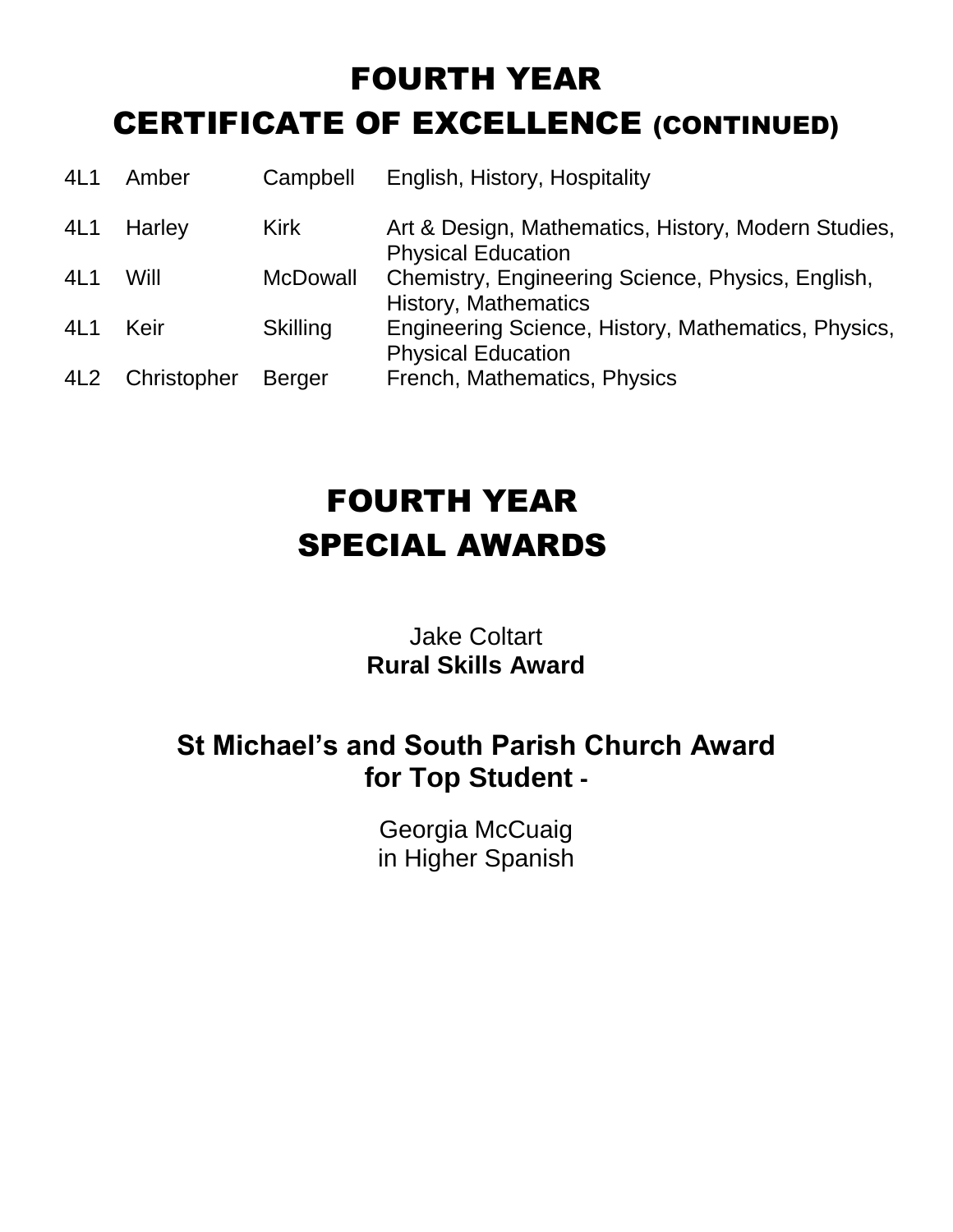# FOURTH YEAR
# CERTIFICATE OF EXCELLENCE (CONTINUED)

| | | | |
|---|---|---|---|
| 4L1 | Amber | Campbell | English, History, Hospitality |
| 4L1 | Harley | Kirk | Art & Design, Mathematics, History, Modern Studies, Physical Education |
| 4L1 | Will | McDowall | Chemistry, Engineering Science, Physics, English, History, Mathematics |
| 4L1 | Keir | Skilling | Engineering Science, History, Mathematics, Physics, Physical Education |
| 4L2 | Christopher | Berger | French, Mathematics, Physics |

# FOURTH YEAR
# SPECIAL AWARDS

Jake Coltart
**Rural Skills Award**

**St Michael's and South Parish Church Award for Top Student -**

Georgia McCuaig
in Higher Spanish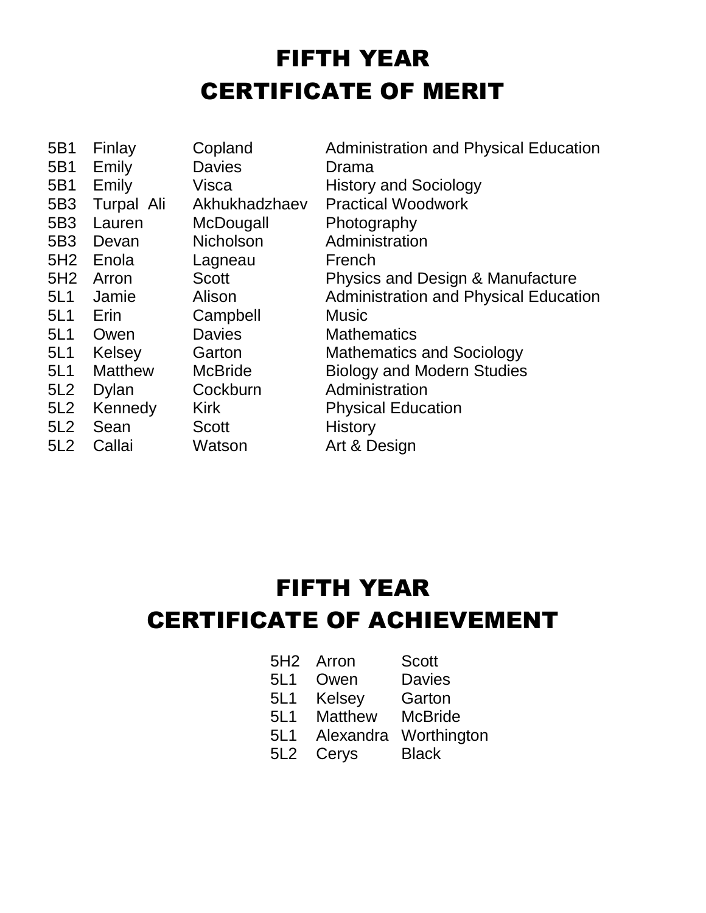# FIFTH YEAR
# CERTIFICATE OF MERIT

| | | | |
|---|---|---|---|
| 5B1 | Finlay | Copland | Administration and Physical Education |
| 5B1 | Emily | Davies | Drama |
| 5B1 | Emily | Visca | History and Sociology |
| 5B3 | Turpal Ali | Akhukhadzhaev | Practical Woodwork |
| 5B3 | Lauren | McDougall | Photography |
| 5B3 | Devan | Nicholson | Administration |
| 5H2 | Enola | Lagneau | French |
| 5H2 | Arron | Scott | Physics and Design & Manufacture |
| 5L1 | Jamie | Alison | Administration and Physical Education |
| 5L1 | Erin | Campbell | Music |
| 5L1 | Owen | Davies | Mathematics |
| 5L1 | Kelsey | Garton | Mathematics and Sociology |
| 5L1 | Matthew | McBride | Biology and Modern Studies |
| 5L2 | Dylan | Cockburn | Administration |
| 5L2 | Kennedy | Kirk | Physical Education |
| 5L2 | Sean | Scott | History |
| 5L2 | Callai | Watson | Art & Design |

# FIFTH YEAR
# CERTIFICATE OF ACHIEVEMENT

| | | |
|---|---|---|
| 5H2 | Arron | Scott |
| 5L1 | Owen | Davies |
| 5L1 | Kelsey | Garton |
| 5L1 | Matthew | McBride |
| 5L1 | Alexandra | Worthington |
| 5L2 | Cerys | Black |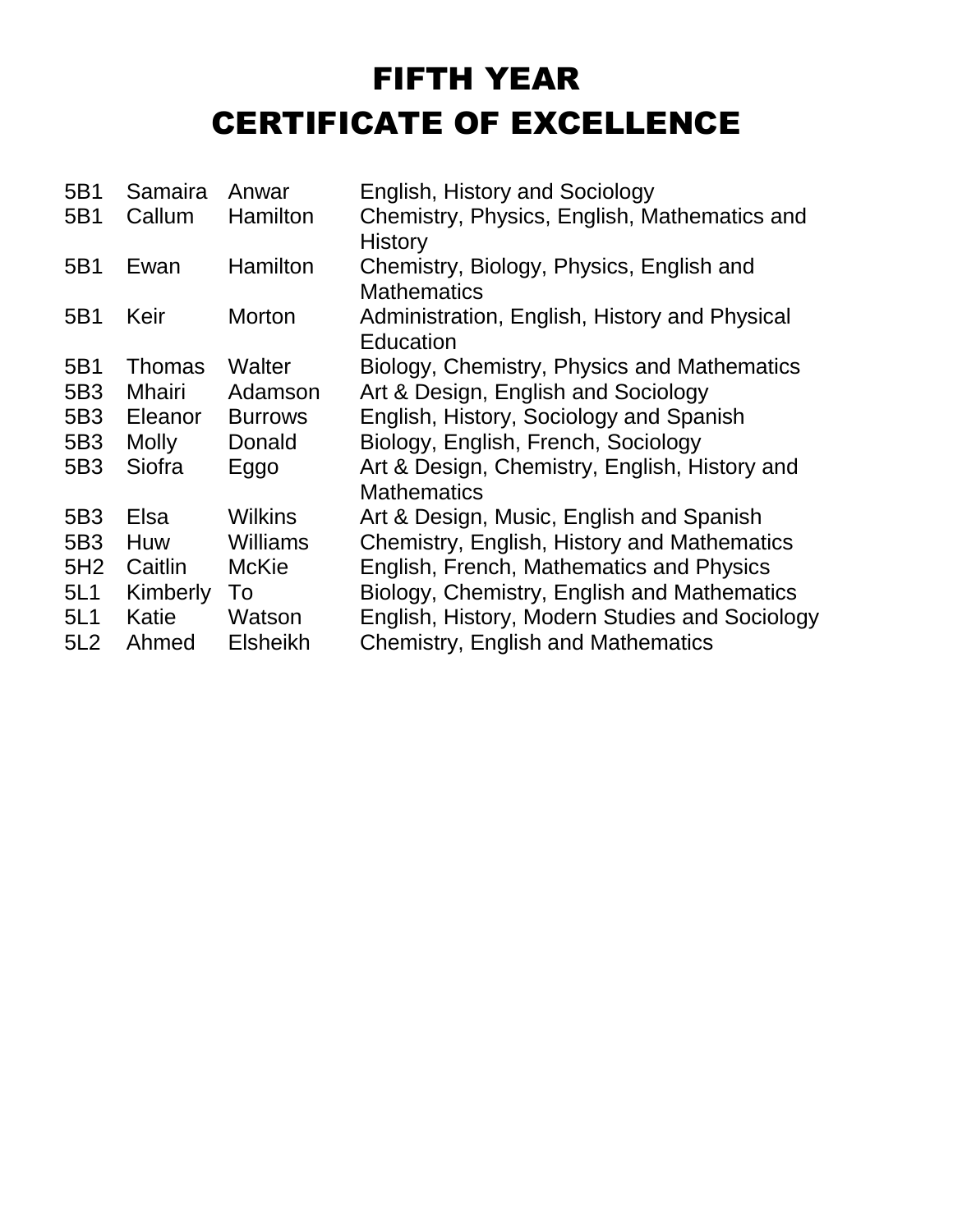# FIFTH YEAR
# CERTIFICATE OF EXCELLENCE

| | | | |
|---|---|---|---|
| 5B1 | Samaira | Anwar | English, History and Sociology |
| 5B1 | Callum | Hamilton | Chemistry, Physics, English, Mathematics and History |
| 5B1 | Ewan | Hamilton | Chemistry, Biology, Physics, English and Mathematics |
| 5B1 | Keir | Morton | Administration, English, History and Physical Education |
| 5B1 | Thomas | Walter | Biology, Chemistry, Physics and Mathematics |
| 5B3 | Mhairi | Adamson | Art & Design, English and Sociology |
| 5B3 | Eleanor | Burrows | English, History, Sociology and Spanish |
| 5B3 | Molly | Donald | Biology, English, French, Sociology |
| 5B3 | Siofra | Eggo | Art & Design, Chemistry, English, History and Mathematics |
| 5B3 | Elsa | Wilkins | Art & Design, Music, English and Spanish |
| 5B3 | Huw | Williams | Chemistry, English, History and Mathematics |
| 5H2 | Caitlin | McKie | English, French, Mathematics and Physics |
| 5L1 | Kimberly | To | Biology, Chemistry, English and Mathematics |
| 5L1 | Katie | Watson | English, History, Modern Studies and Sociology |
| 5L2 | Ahmed | Elsheikh | Chemistry, English and Mathematics |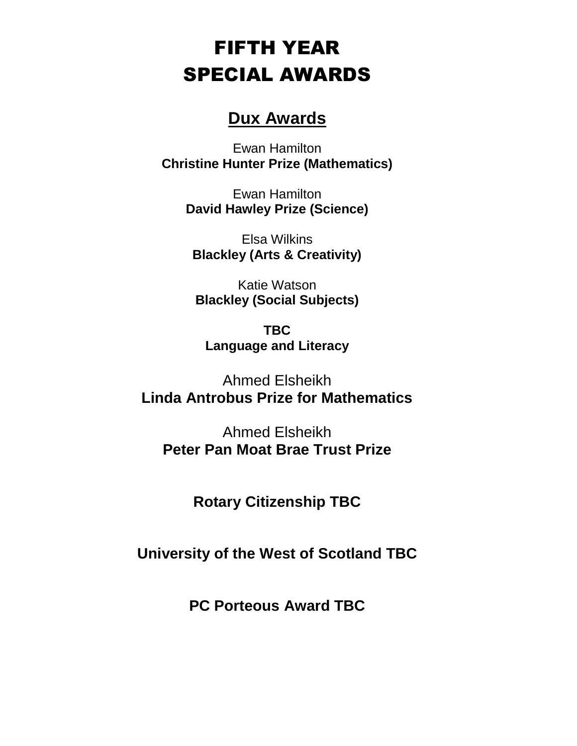# FIFTH YEAR SPECIAL AWARDS

## Dux Awards

Ewan Hamilton
**Christine Hunter Prize (Mathematics)**

Ewan Hamilton
**David Hawley Prize (Science)**

Elsa Wilkins
**Blackley (Arts & Creativity)**

Katie Watson
**Blackley (Social Subjects)**

**TBC**
**Language and Literacy**

Ahmed Elsheikh
**Linda Antrobus Prize for Mathematics**

Ahmed Elsheikh
**Peter Pan Moat Brae Trust Prize**

**Rotary Citizenship TBC**

**University of the West of Scotland TBC**

**PC Porteous Award TBC**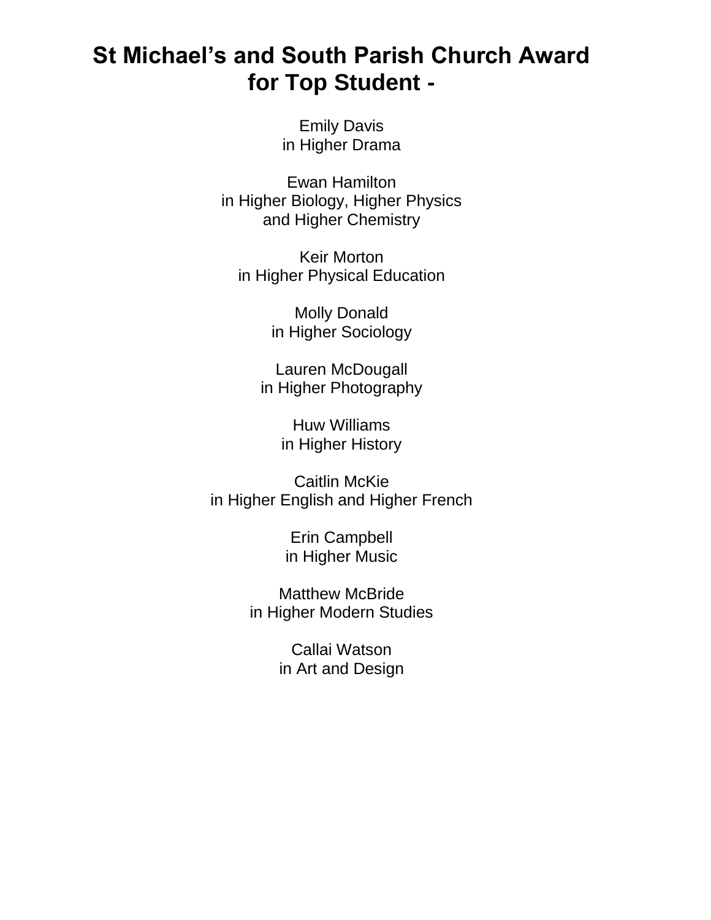# St Michael's and South Parish Church Award for Top Student -

Emily Davis
in Higher Drama

Ewan Hamilton
in Higher Biology, Higher Physics
and Higher Chemistry

Keir Morton
in Higher Physical Education

Molly Donald
in Higher Sociology

Lauren McDougall
in Higher Photography

Huw Williams
in Higher History

Caitlin McKie
in Higher English and Higher French

Erin Campbell
in Higher Music

Matthew McBride
in Higher Modern Studies

Callai Watson
in Art and Design